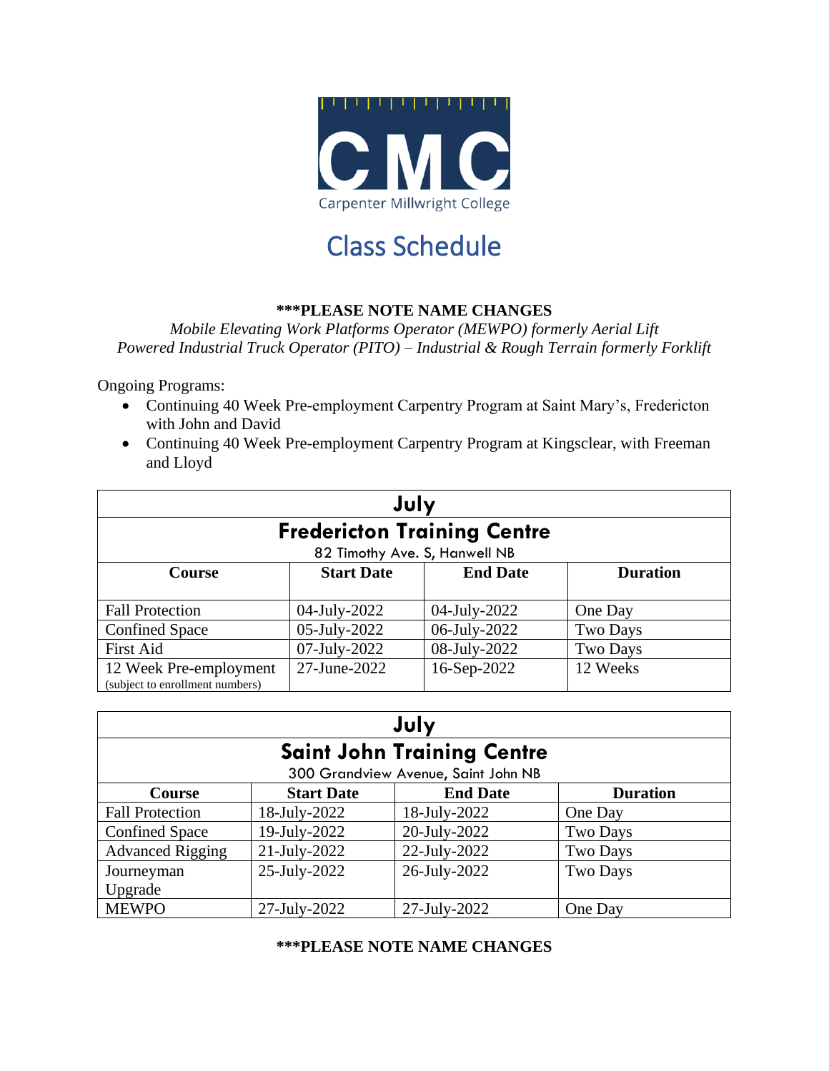CMC

Carpenter Millwright College

# Class Schedule

**\*\*\*PLEASE NOTE NAME CHANGES**

*Mobile Elevating Work Platforms Operator (MEWPO) formerly Aerial Lift*
*Powered Industrial Truck Operator (PITO) – Industrial & Rough Terrain formerly Forklift*

Ongoing Programs:

- Continuing 40 Week Pre-employment Carpentry Program at Saint Mary's, Fredericton with John and David
- Continuing 40 Week Pre-employment Carpentry Program at Kingsclear, with Freeman and Lloyd

| July | | | |
|---|---|---|---|
| **Fredericton Training Centre** 82 Timothy Ave. S, Hanwell NB | | | |
| **Course** | **Start Date** | **End Date** | **Duration** |
| Fall Protection | 04-July-2022 | 04-July-2022 | One Day |
| Confined Space | 05-July-2022 | 06-July-2022 | Two Days |
| First Aid | 07-July-2022 | 08-July-2022 | Two Days |
| 12 Week Pre-employment (subject to enrollment numbers) | 27-June-2022 | 16-Sep-2022 | 12 Weeks |

| July | | | |
|---|---|---|---|
| **Saint John Training Centre** 300 Grandview Avenue, Saint John NB | | | |
| **Course** | **Start Date** | **End Date** | **Duration** |
| Fall Protection | 18-July-2022 | 18-July-2022 | One Day |
| Confined Space | 19-July-2022 | 20-July-2022 | Two Days |
| Advanced Rigging | 21-July-2022 | 22-July-2022 | Two Days |
| Journeyman Upgrade | 25-July-2022 | 26-July-2022 | Two Days |
| MEWPO | 27-July-2022 | 27-July-2022 | One Day |

**\*\*\*PLEASE NOTE NAME CHANGES**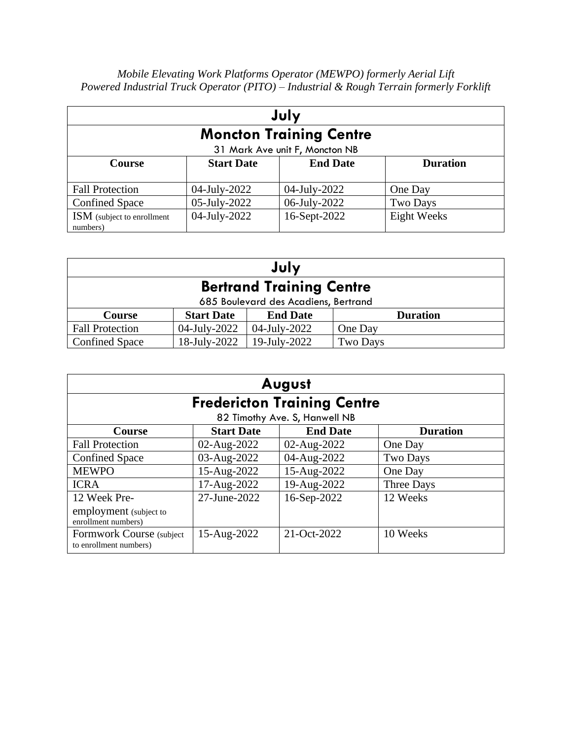*Mobile Elevating Work Platforms Operator (MEWPO) formerly Aerial Lift*
*Powered Industrial Truck Operator (PITO) – Industrial & Rough Terrain formerly Forklift*

| July | | | |
|---|---|---|---|
| **Moncton Training Centre**<br>31 Mark Ave unit F, Moncton NB | | | |
| **Course** | **Start Date** | **End Date** | **Duration** |
| Fall Protection | 04-July-2022 | 04-July-2022 | One Day |
| Confined Space | 05-July-2022 | 06-July-2022 | Two Days |
| ISM (subject to enrollment numbers) | 04-July-2022 | 16-Sept-2022 | Eight Weeks |

| July | | | |
|---|---|---|---|
| **Bertrand Training Centre**<br>685 Boulevard des Acadiens, Bertrand | | | |
| **Course** | **Start Date** | **End Date** | **Duration** |
| Fall Protection | 04-July-2022 | 04-July-2022 | One Day |
| Confined Space | 18-July-2022 | 19-July-2022 | Two Days |

| August | | | |
|---|---|---|---|
| **Fredericton Training Centre**<br>82 Timothy Ave. S, Hanwell NB | | | |
| **Course** | **Start Date** | **End Date** | **Duration** |
| Fall Protection | 02-Aug-2022 | 02-Aug-2022 | One Day |
| Confined Space | 03-Aug-2022 | 04-Aug-2022 | Two Days |
| MEWPO | 15-Aug-2022 | 15-Aug-2022 | One Day |
| ICRA | 17-Aug-2022 | 19-Aug-2022 | Three Days |
| 12 Week Pre-employment (subject to enrollment numbers) | 27-June-2022 | 16-Sep-2022 | 12 Weeks |
| Formwork Course (subject to enrollment numbers) | 15-Aug-2022 | 21-Oct-2022 | 10 Weeks |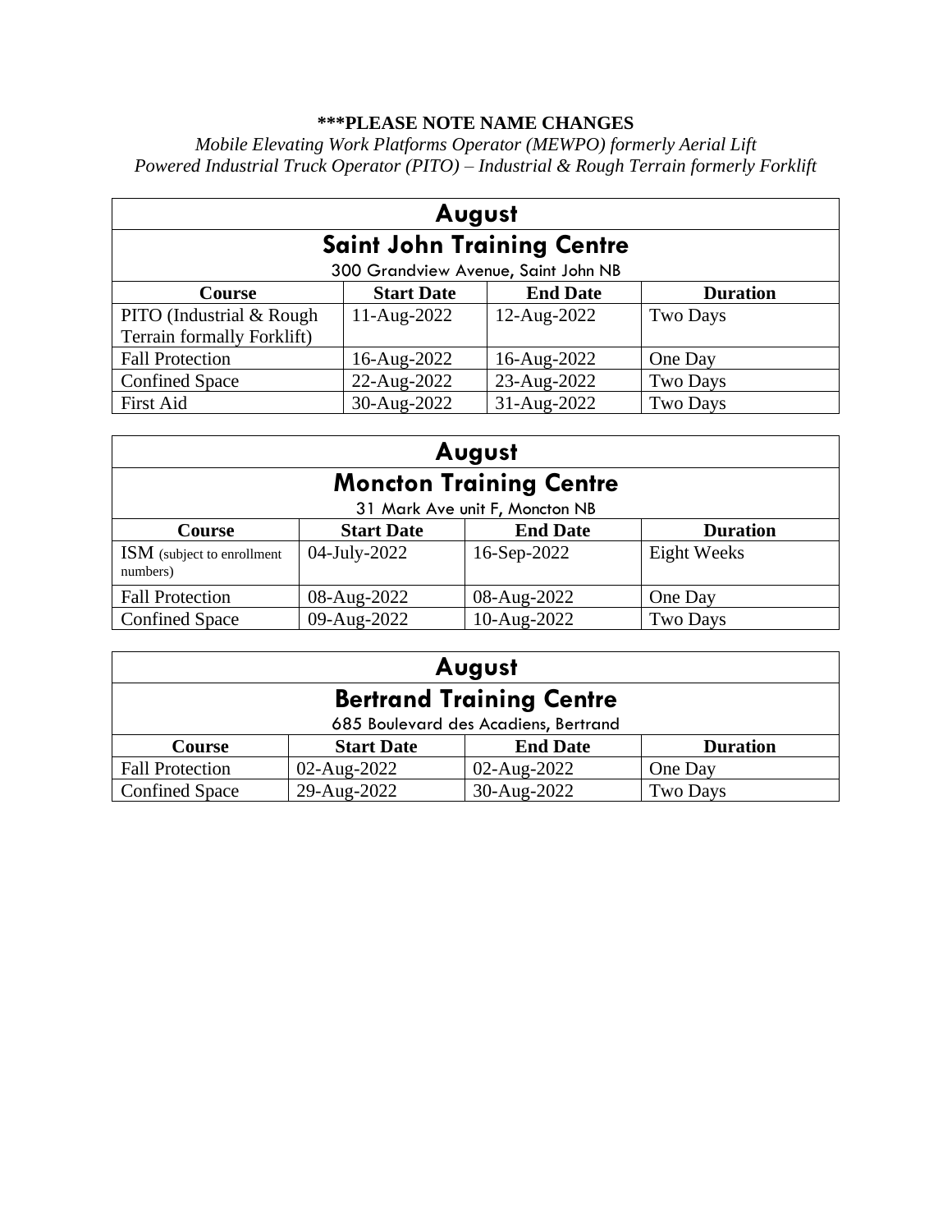**\*\*\*PLEASE NOTE NAME CHANGES**

*Mobile Elevating Work Platforms Operator (MEWPO) formerly Aerial Lift*
*Powered Industrial Truck Operator (PITO) – Industrial & Rough Terrain formerly Forklift*

| **August** | | | |
|---|---|---|---|
| **Saint John Training Centre** 300 Grandview Avenue, Saint John NB | | | |
| **Course** | **Start Date** | **End Date** | **Duration** |
| PITO (Industrial & Rough Terrain formally Forklift) | 11-Aug-2022 | 12-Aug-2022 | Two Days |
| Fall Protection | 16-Aug-2022 | 16-Aug-2022 | One Day |
| Confined Space | 22-Aug-2022 | 23-Aug-2022 | Two Days |
| First Aid | 30-Aug-2022 | 31-Aug-2022 | Two Days |

| **August** | | | |
|---|---|---|---|
| **Moncton Training Centre** 31 Mark Ave unit F, Moncton NB | | | |
| **Course** | **Start Date** | **End Date** | **Duration** |
| ISM (subject to enrollment numbers) | 04-July-2022 | 16-Sep-2022 | Eight Weeks |
| Fall Protection | 08-Aug-2022 | 08-Aug-2022 | One Day |
| Confined Space | 09-Aug-2022 | 10-Aug-2022 | Two Days |

| **August** | | | |
|---|---|---|---|
| **Bertrand Training Centre** 685 Boulevard des Acadiens, Bertrand | | | |
| **Course** | **Start Date** | **End Date** | **Duration** |
| Fall Protection | 02-Aug-2022 | 02-Aug-2022 | One Day |
| Confined Space | 29-Aug-2022 | 30-Aug-2022 | Two Days |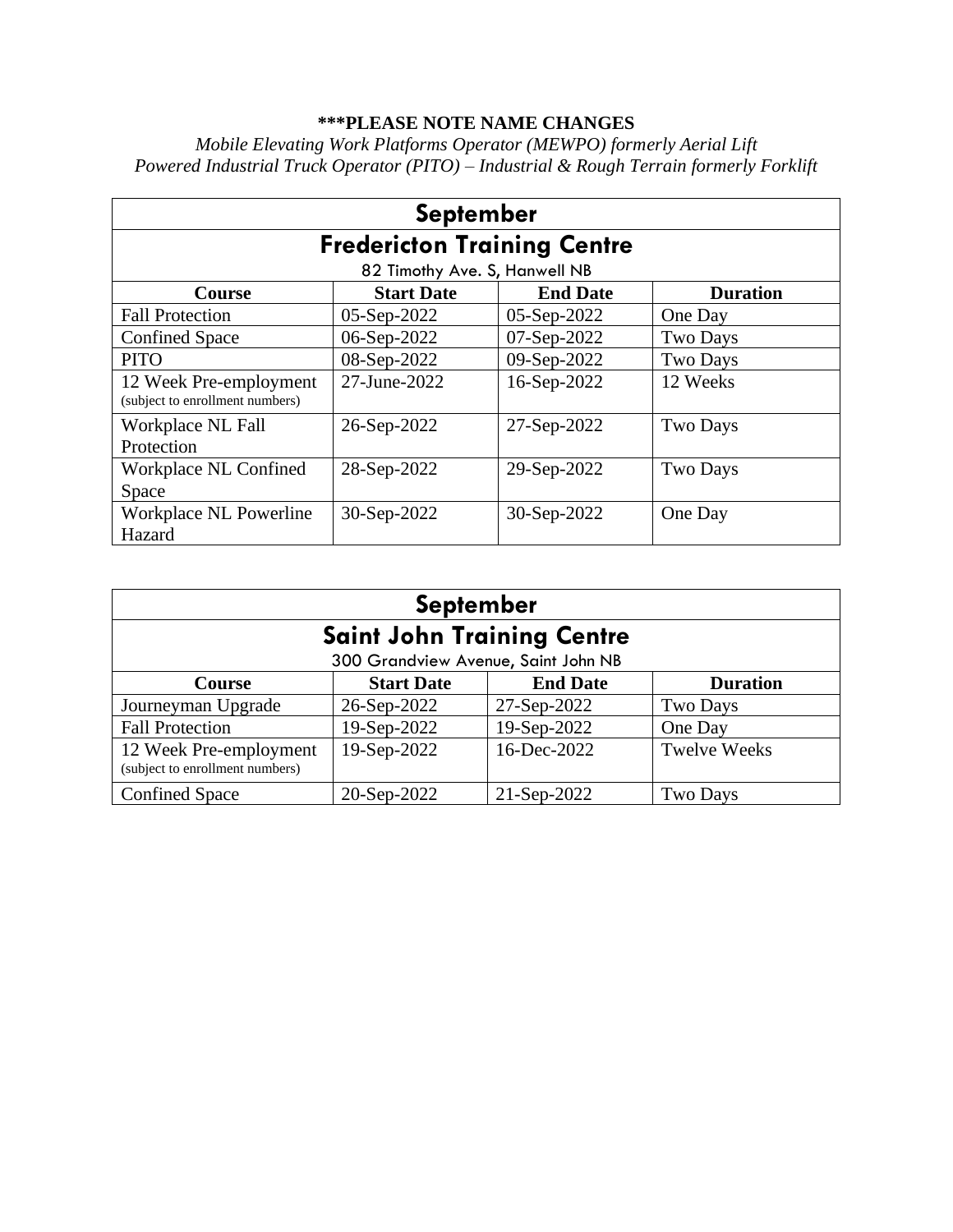**\*\*\*PLEASE NOTE NAME CHANGES**

*Mobile Elevating Work Platforms Operator (MEWPO) formerly Aerial Lift*
*Powered Industrial Truck Operator (PITO) – Industrial & Rough Terrain formerly Forklift*

| **September** | | | |
|---|---|---|---|
| **Fredericton Training Centre**<br>82 Timothy Ave. S, Hanwell NB | | | |
| **Course** | **Start Date** | **End Date** | **Duration** |
| Fall Protection | 05-Sep-2022 | 05-Sep-2022 | One Day |
| Confined Space | 06-Sep-2022 | 07-Sep-2022 | Two Days |
| PITO | 08-Sep-2022 | 09-Sep-2022 | Two Days |
| 12 Week Pre-employment (subject to enrollment numbers) | 27-June-2022 | 16-Sep-2022 | 12 Weeks |
| Workplace NL Fall Protection | 26-Sep-2022 | 27-Sep-2022 | Two Days |
| Workplace NL Confined Space | 28-Sep-2022 | 29-Sep-2022 | Two Days |
| Workplace NL Powerline Hazard | 30-Sep-2022 | 30-Sep-2022 | One Day |

| **September** | | | |
|---|---|---|---|
| **Saint John Training Centre**<br>300 Grandview Avenue, Saint John NB | | | |
| **Course** | **Start Date** | **End Date** | **Duration** |
| Journeyman Upgrade | 26-Sep-2022 | 27-Sep-2022 | Two Days |
| Fall Protection | 19-Sep-2022 | 19-Sep-2022 | One Day |
| 12 Week Pre-employment (subject to enrollment numbers) | 19-Sep-2022 | 16-Dec-2022 | Twelve Weeks |
| Confined Space | 20-Sep-2022 | 21-Sep-2022 | Two Days |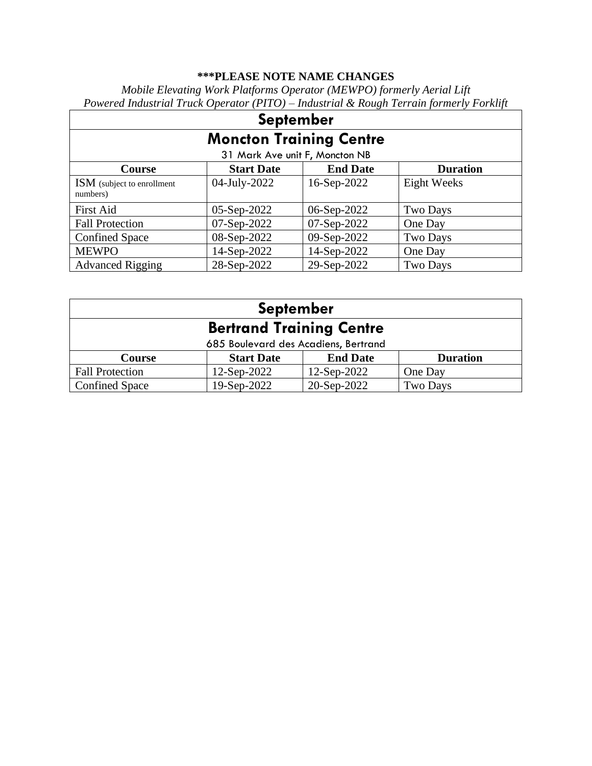**\*\*\*PLEASE NOTE NAME CHANGES**

*Mobile Elevating Work Platforms Operator (MEWPO) formerly Aerial Lift*
*Powered Industrial Truck Operator (PITO) – Industrial & Rough Terrain formerly Forklift*

| September | | | |
|---|---|---|---|
| **Moncton Training Centre**<br>31 Mark Ave unit F, Moncton NB | | | |
| **Course** | **Start Date** | **End Date** | **Duration** |
| ISM (subject to enrollment numbers) | 04-July-2022 | 16-Sep-2022 | Eight Weeks |
| First Aid | 05-Sep-2022 | 06-Sep-2022 | Two Days |
| Fall Protection | 07-Sep-2022 | 07-Sep-2022 | One Day |
| Confined Space | 08-Sep-2022 | 09-Sep-2022 | Two Days |
| MEWPO | 14-Sep-2022 | 14-Sep-2022 | One Day |
| Advanced Rigging | 28-Sep-2022 | 29-Sep-2022 | Two Days |

| September | | | |
|---|---|---|---|
| **Bertrand Training Centre**<br>685 Boulevard des Acadiens, Bertrand | | | |
| **Course** | **Start Date** | **End Date** | **Duration** |
| Fall Protection | 12-Sep-2022 | 12-Sep-2022 | One Day |
| Confined Space | 19-Sep-2022 | 20-Sep-2022 | Two Days |